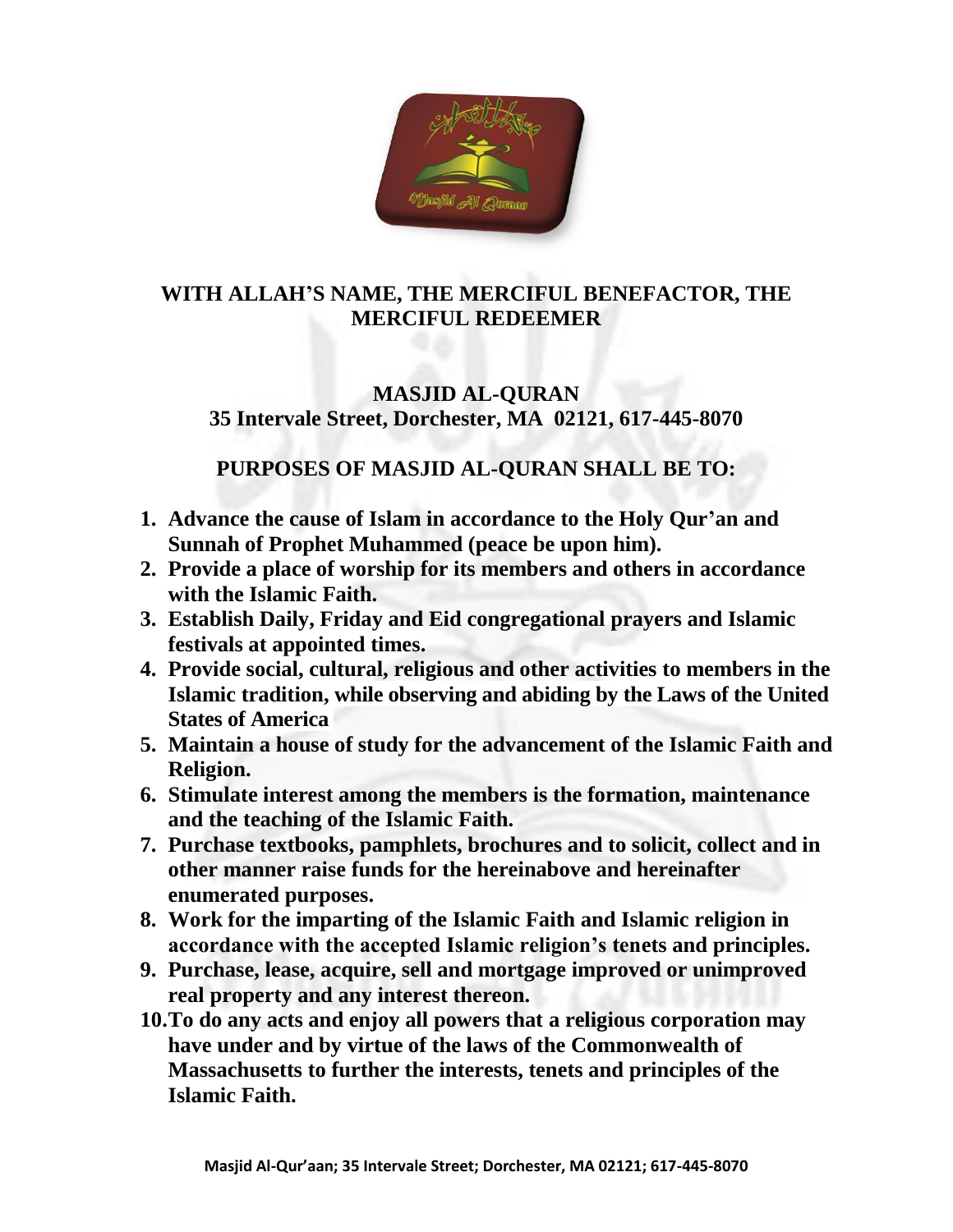**WITH ALLAH'S NAME, THE MERCIFUL BENEFACTOR, THE MERCIFUL REDEEMER**

**MASJID AL-QURAN**
**35 Intervale Street, Dorchester, MA 02121, 617-445-8070**

## PURPOSES OF MASJID AL-QURAN SHALL BE TO:

1. **Advance the cause of Islam in accordance to the Holy Qur'an and Sunnah of Prophet Muhammed (peace be upon him).**
2. **Provide a place of worship for its members and others in accordance with the Islamic Faith.**
3. **Establish Daily, Friday and Eid congregational prayers and Islamic festivals at appointed times.**
4. **Provide social, cultural, religious and other activities to members in the Islamic tradition, while observing and abiding by the Laws of the United States of America**
5. **Maintain a house of study for the advancement of the Islamic Faith and Religion.**
6. **Stimulate interest among the members is the formation, maintenance and the teaching of the Islamic Faith.**
7. **Purchase textbooks, pamphlets, brochures and to solicit, collect and in other manner raise funds for the hereinabove and hereinafter enumerated purposes.**
8. **Work for the imparting of the Islamic Faith and Islamic religion in accordance with the accepted Islamic religion's tenets and principles.**
9. **Purchase, lease, acquire, sell and mortgage improved or unimproved real property and any interest thereon.**
10. **To do any acts and enjoy all powers that a religious corporation may have under and by virtue of the laws of the Commonwealth of Massachusetts to further the interests, tenets and principles of the Islamic Faith.**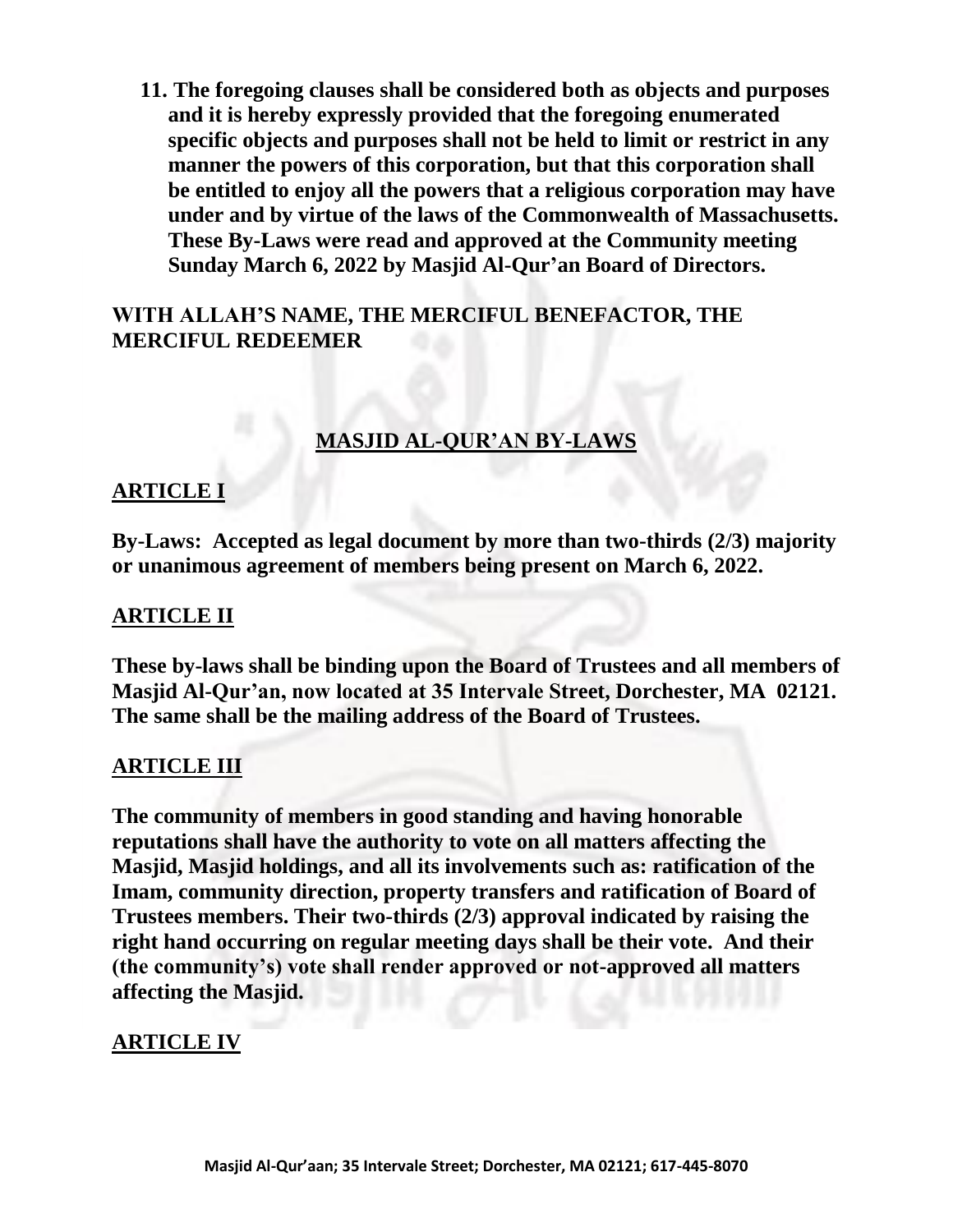11. **The foregoing clauses shall be considered both as objects and purposes and it is hereby expressly provided that the foregoing enumerated specific objects and purposes shall not be held to limit or restrict in any manner the powers of this corporation, but that this corporation shall be entitled to enjoy all the powers that a religious corporation may have under and by virtue of the laws of the Commonwealth of Massachusetts. These By-Laws were read and approved at the Community meeting Sunday March 6, 2022 by Masjid Al-Qur'an Board of Directors.**

**WITH ALLAH'S NAME, THE MERCIFUL BENEFACTOR, THE MERCIFUL REDEEMER**

# MASJID AL-QUR'AN BY-LAWS

## ARTICLE I

**By-Laws: Accepted as legal document by more than two-thirds (2/3) majority or unanimous agreement of members being present on March 6, 2022.**

## ARTICLE II

**These by-laws shall be binding upon the Board of Trustees and all members of Masjid Al-Qur'an, now located at 35 Intervale Street, Dorchester, MA 02121. The same shall be the mailing address of the Board of Trustees.**

## ARTICLE III

**The community of members in good standing and having honorable reputations shall have the authority to vote on all matters affecting the Masjid, Masjid holdings, and all its involvements such as: ratification of the Imam, community direction, property transfers and ratification of Board of Trustees members. Their two-thirds (2/3) approval indicated by raising the right hand occurring on regular meeting days shall be their vote. And their (the community's) vote shall render approved or not-approved all matters affecting the Masjid.**

## ARTICLE IV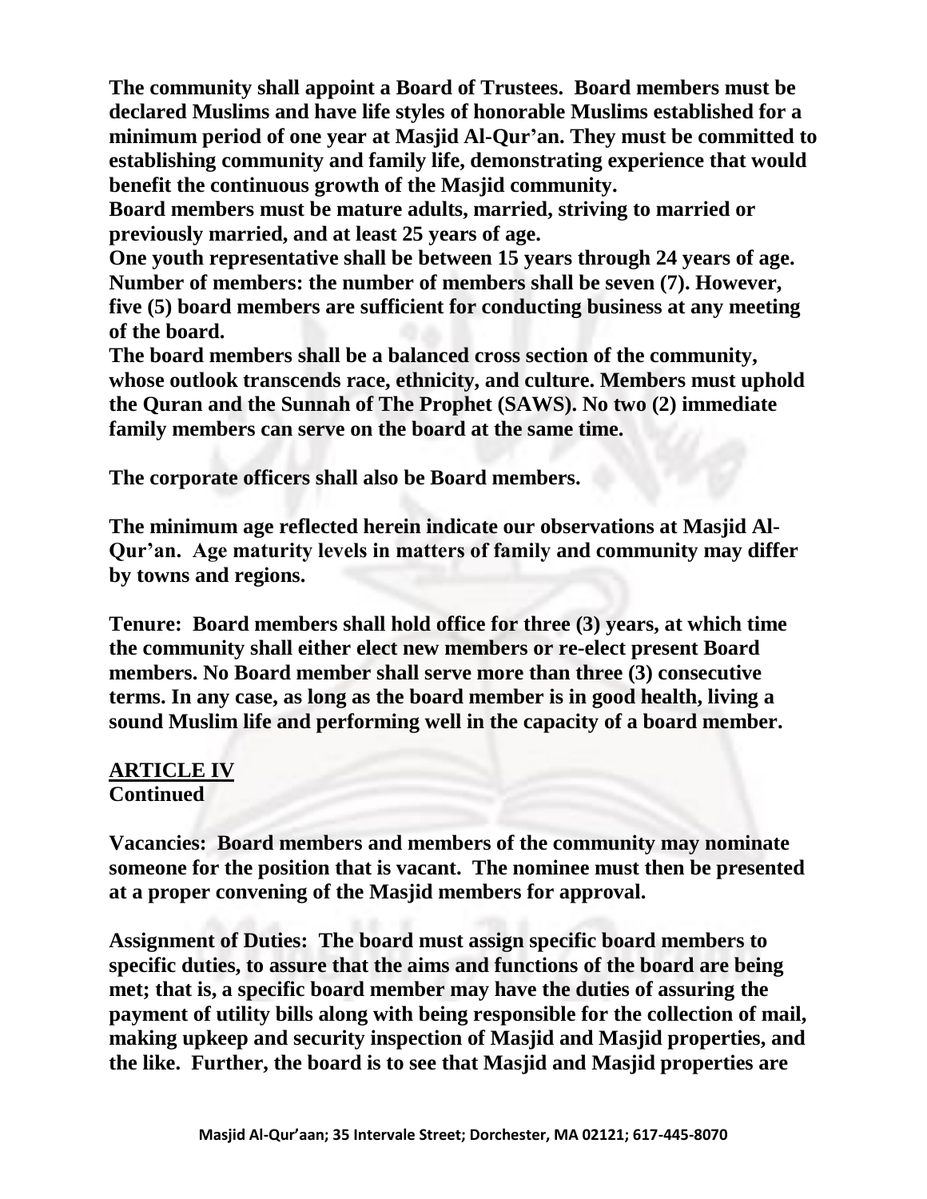**The community shall appoint a Board of Trustees. Board members must be declared Muslims and have life styles of honorable Muslims established for a minimum period of one year at Masjid Al-Qur'an. They must be committed to establishing community and family life, demonstrating experience that would benefit the continuous growth of the Masjid community.**

**Board members must be mature adults, married, striving to married or previously married, and at least 25 years of age.**

**One youth representative shall be between 15 years through 24 years of age.**

**Number of members: the number of members shall be seven (7). However, five (5) board members are sufficient for conducting business at any meeting of the board.**

**The board members shall be a balanced cross section of the community, whose outlook transcends race, ethnicity, and culture. Members must uphold the Quran and the Sunnah of The Prophet (SAWS). No two (2) immediate family members can serve on the board at the same time.**

**The corporate officers shall also be Board members.**

**The minimum age reflected herein indicate our observations at Masjid Al-Qur'an. Age maturity levels in matters of family and community may differ by towns and regions.**

**Tenure: Board members shall hold office for three (3) years, at which time the community shall either elect new members or re-elect present Board members. No Board member shall serve more than three (3) consecutive terms. In any case, as long as the board member is in good health, living a sound Muslim life and performing well in the capacity of a board member.**

## ARTICLE IV
**Continued**

**Vacancies: Board members and members of the community may nominate someone for the position that is vacant. The nominee must then be presented at a proper convening of the Masjid members for approval.**

**Assignment of Duties: The board must assign specific board members to specific duties, to assure that the aims and functions of the board are being met; that is, a specific board member may have the duties of assuring the payment of utility bills along with being responsible for the collection of mail, making upkeep and security inspection of Masjid and Masjid properties, and the like. Further, the board is to see that Masjid and Masjid properties are**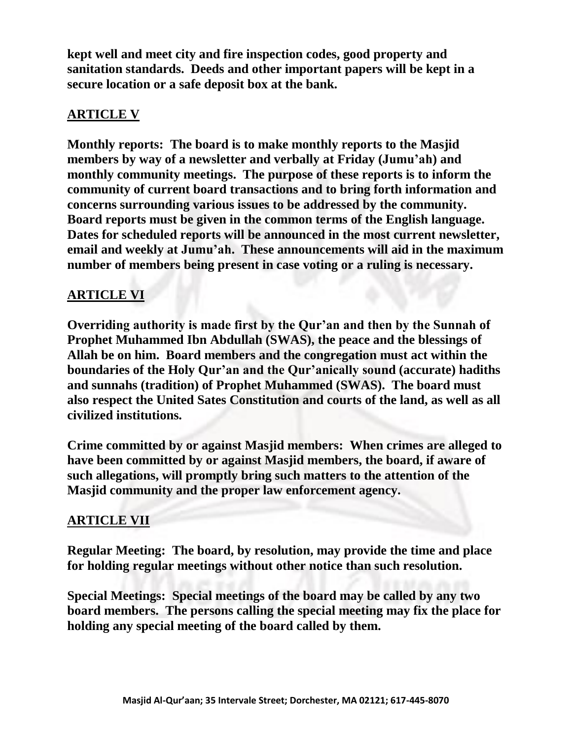**kept well and meet city and fire inspection codes, good property and sanitation standards. Deeds and other important papers will be kept in a secure location or a safe deposit box at the bank.**

## ARTICLE V

**Monthly reports: The board is to make monthly reports to the Masjid members by way of a newsletter and verbally at Friday (Jumu'ah) and monthly community meetings. The purpose of these reports is to inform the community of current board transactions and to bring forth information and concerns surrounding various issues to be addressed by the community. Board reports must be given in the common terms of the English language. Dates for scheduled reports will be announced in the most current newsletter, email and weekly at Jumu'ah. These announcements will aid in the maximum number of members being present in case voting or a ruling is necessary.**

## ARTICLE VI

**Overriding authority is made first by the Qur'an and then by the Sunnah of Prophet Muhammed Ibn Abdullah (SWAS), the peace and the blessings of Allah be on him. Board members and the congregation must act within the boundaries of the Holy Qur'an and the Qur'anically sound (accurate) hadiths and sunnahs (tradition) of Prophet Muhammed (SWAS). The board must also respect the United Sates Constitution and courts of the land, as well as all civilized institutions.**

**Crime committed by or against Masjid members: When crimes are alleged to have been committed by or against Masjid members, the board, if aware of such allegations, will promptly bring such matters to the attention of the Masjid community and the proper law enforcement agency.**

## ARTICLE VII

**Regular Meeting: The board, by resolution, may provide the time and place for holding regular meetings without other notice than such resolution.**

**Special Meetings: Special meetings of the board may be called by any two board members. The persons calling the special meeting may fix the place for holding any special meeting of the board called by them.**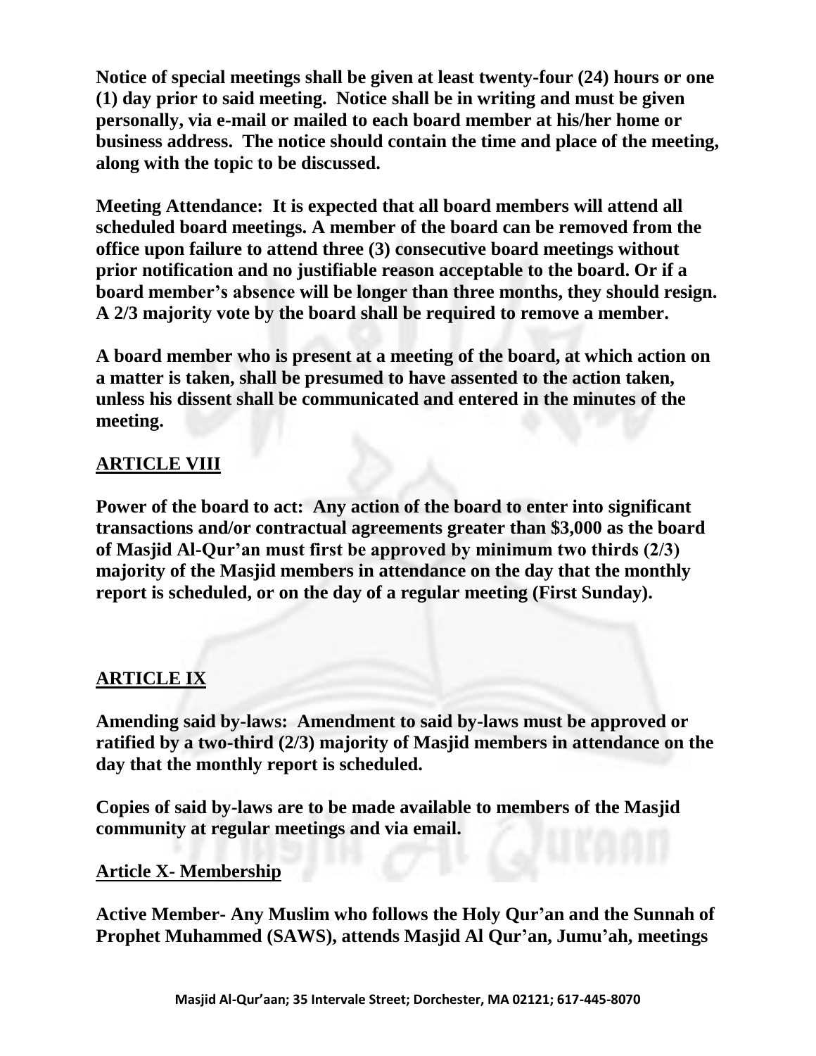**Notice of special meetings shall be given at least twenty-four (24) hours or one (1) day prior to said meeting. Notice shall be in writing and must be given personally, via e-mail or mailed to each board member at his/her home or business address. The notice should contain the time and place of the meeting, along with the topic to be discussed.**

**Meeting Attendance: It is expected that all board members will attend all scheduled board meetings. A member of the board can be removed from the office upon failure to attend three (3) consecutive board meetings without prior notification and no justifiable reason acceptable to the board. Or if a board member's absence will be longer than three months, they should resign. A 2/3 majority vote by the board shall be required to remove a member.**

**A board member who is present at a meeting of the board, at which action on a matter is taken, shall be presumed to have assented to the action taken, unless his dissent shall be communicated and entered in the minutes of the meeting.**

## ARTICLE VIII

**Power of the board to act: Any action of the board to enter into significant transactions and/or contractual agreements greater than $3,000 as the board of Masjid Al-Qur'an must first be approved by minimum two thirds (2/3) majority of the Masjid members in attendance on the day that the monthly report is scheduled, or on the day of a regular meeting (First Sunday).**

## ARTICLE IX

**Amending said by-laws: Amendment to said by-laws must be approved or ratified by a two-third (2/3) majority of Masjid members in attendance on the day that the monthly report is scheduled.**

**Copies of said by-laws are to be made available to members of the Masjid community at regular meetings and via email.**

## Article X- Membership

**Active Member- Any Muslim who follows the Holy Qur'an and the Sunnah of Prophet Muhammed (SAWS), attends Masjid Al Qur'an, Jumu'ah, meetings**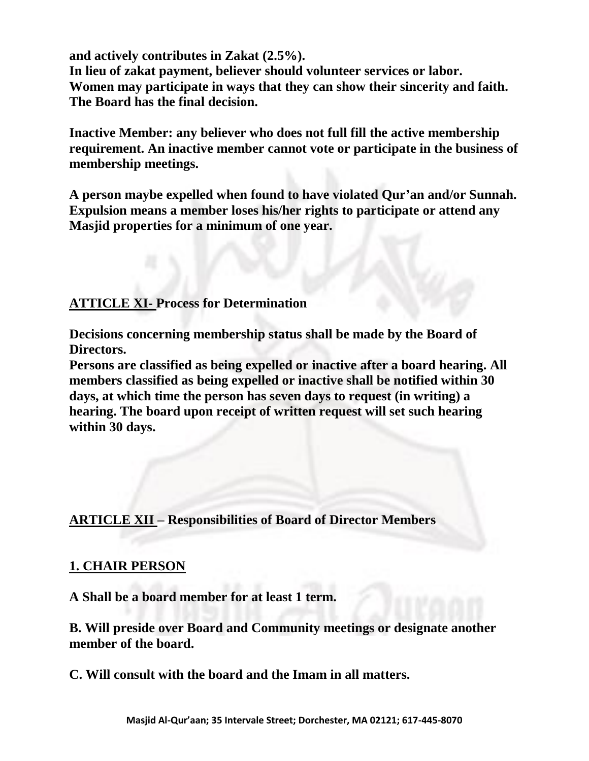**and actively contributes in Zakat (2.5%).**
**In lieu of zakat payment, believer should volunteer services or labor.**
**Women may participate in ways that they can show their sincerity and faith.**
**The Board has the final decision.**

**Inactive Member: any believer who does not full fill the active membership requirement. An inactive member cannot vote or participate in the business of membership meetings.**

**A person maybe expelled when found to have violated Qur'an and/or Sunnah. Expulsion means a member loses his/her rights to participate or attend any Masjid properties for a minimum of one year.**

## ATTICLE XI- Process for Determination

**Decisions concerning membership status shall be made by the Board of Directors.**
**Persons are classified as being expelled or inactive after a board hearing. All members classified as being expelled or inactive shall be notified within 30 days, at which time the person has seven days to request (in writing) a hearing. The board upon receipt of written request will set such hearing within 30 days.**

## ARTICLE XII – Responsibilities of Board of Director Members

### 1. CHAIR PERSON

**A Shall be a board member for at least 1 term.**

**B. Will preside over Board and Community meetings or designate another member of the board.**

**C. Will consult with the board and the Imam in all matters.**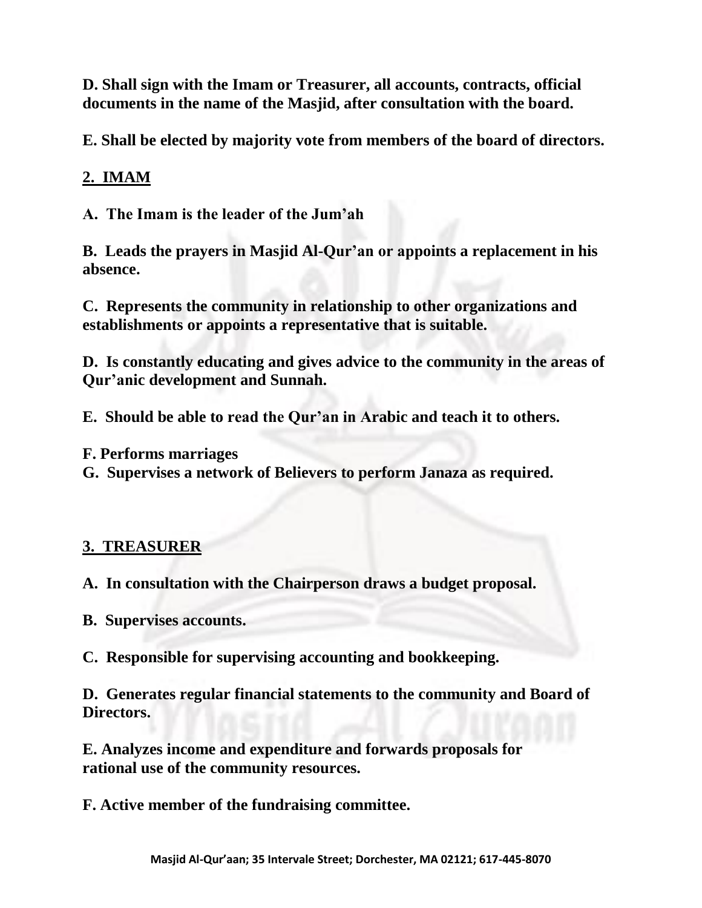**D. Shall sign with the Imam or Treasurer, all accounts, contracts, official documents in the name of the Masjid, after consultation with the board.**

**E. Shall be elected by majority vote from members of the board of directors.**

## 2. IMAM

**A. The Imam is the leader of the Jum'ah**

**B. Leads the prayers in Masjid Al-Qur'an or appoints a replacement in his absence.**

**C. Represents the community in relationship to other organizations and establishments or appoints a representative that is suitable.**

**D. Is constantly educating and gives advice to the community in the areas of Qur'anic development and Sunnah.**

**E. Should be able to read the Qur'an in Arabic and teach it to others.**

**F. Performs marriages**

**G. Supervises a network of Believers to perform Janaza as required.**

## 3. TREASURER

**A. In consultation with the Chairperson draws a budget proposal.**

**B. Supervises accounts.**

**C. Responsible for supervising accounting and bookkeeping.**

**D. Generates regular financial statements to the community and Board of Directors.**

**E. Analyzes income and expenditure and forwards proposals for rational use of the community resources.**

**F. Active member of the fundraising committee.**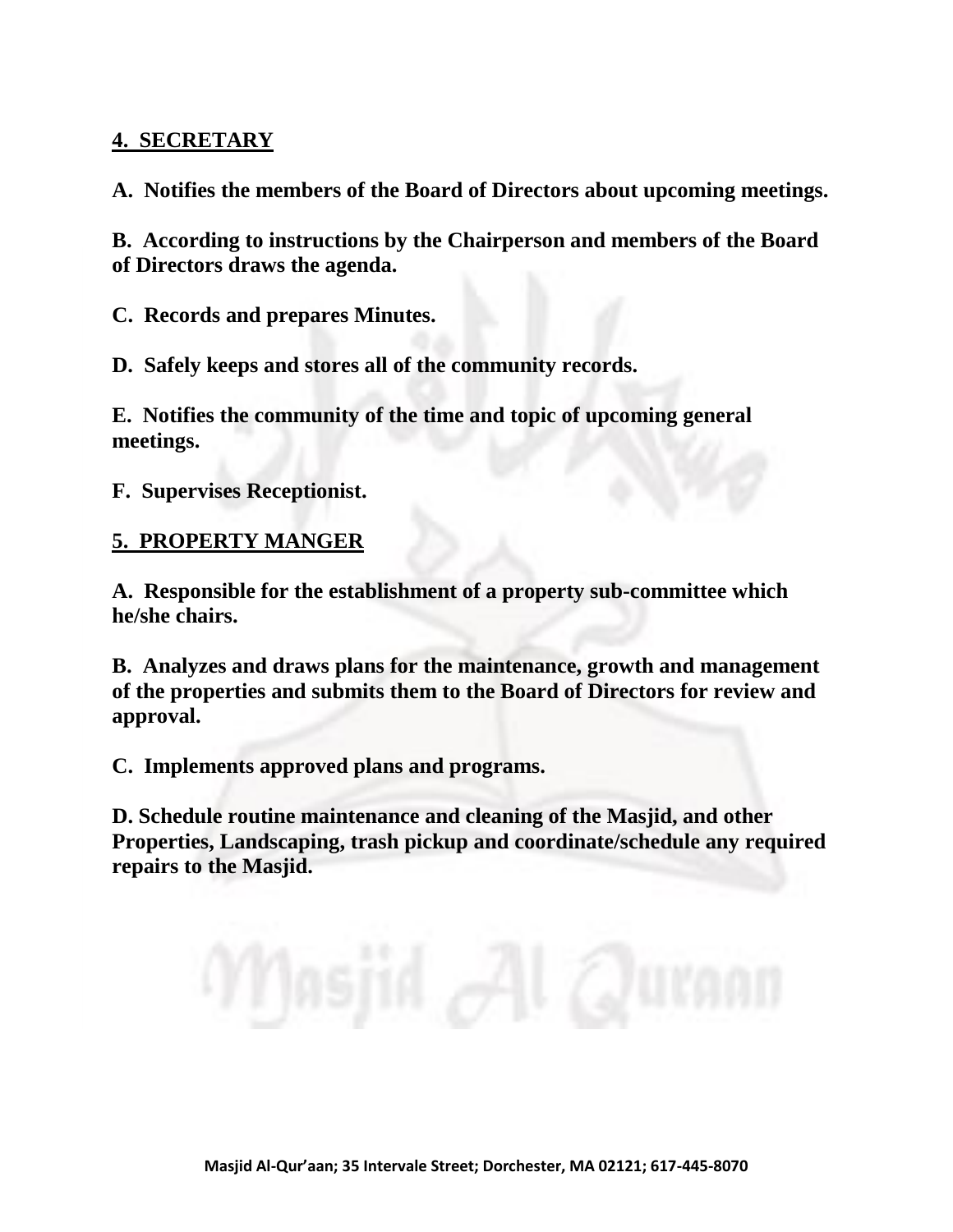## 4. SECRETARY

**A. Notifies the members of the Board of Directors about upcoming meetings.**

**B. According to instructions by the Chairperson and members of the Board of Directors draws the agenda.**

**C. Records and prepares Minutes.**

**D. Safely keeps and stores all of the community records.**

**E. Notifies the community of the time and topic of upcoming general meetings.**

**F. Supervises Receptionist.**

## 5. PROPERTY MANGER

**A. Responsible for the establishment of a property sub-committee which he/she chairs.**

**B. Analyzes and draws plans for the maintenance, growth and management of the properties and submits them to the Board of Directors for review and approval.**

**C. Implements approved plans and programs.**

**D. Schedule routine maintenance and cleaning of the Masjid, and other Properties, Landscaping, trash pickup and coordinate/schedule any required repairs to the Masjid.**